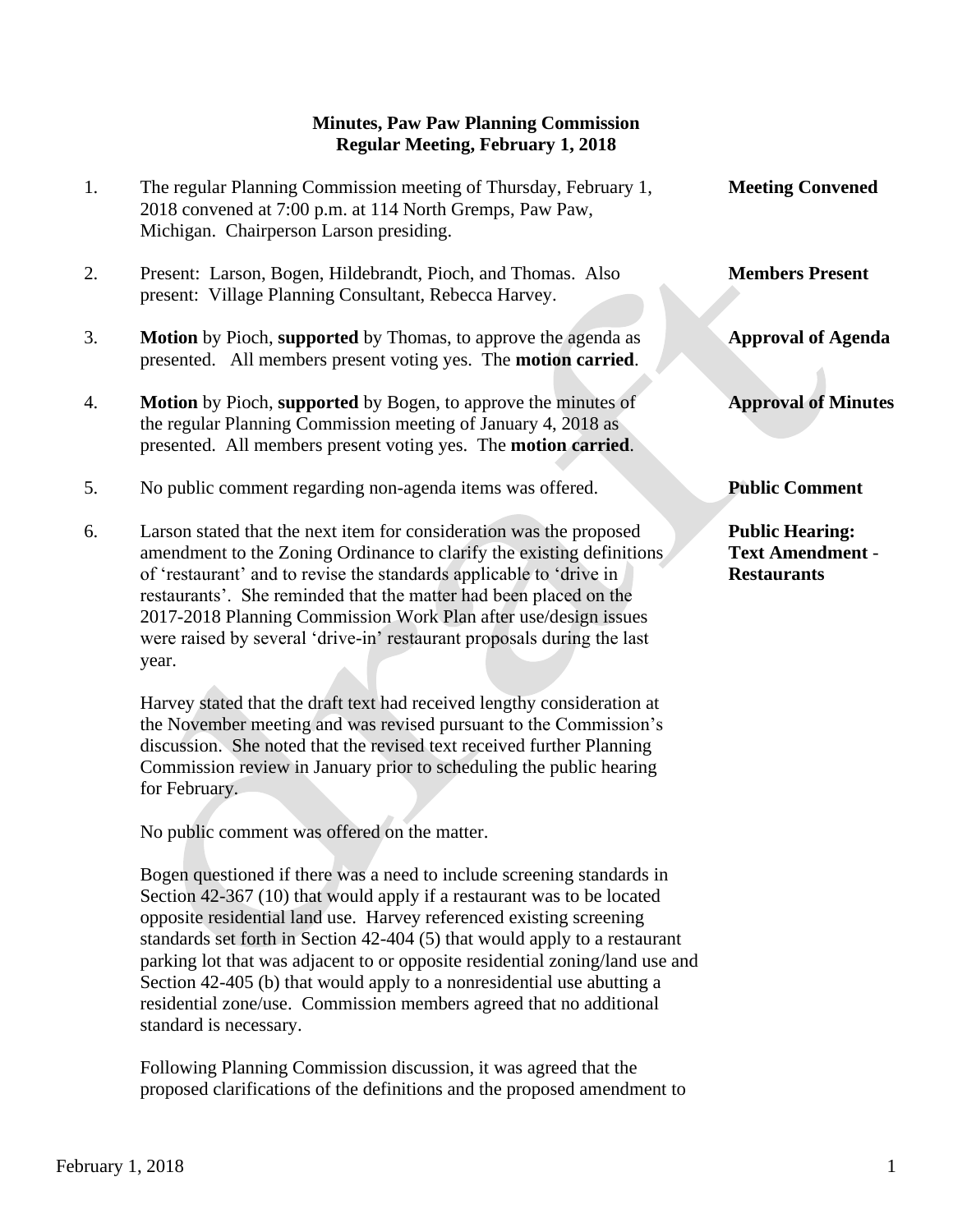**Minutes, Paw Paw Planning Commission**
**Regular Meeting, February 1, 2018**

1. The regular Planning Commission meeting of Thursday, February 1, 2018 convened at 7:00 p.m. at 114 North Gremps, Paw Paw, Michigan. Chairperson Larson presiding. — **Meeting Convened**

2. Present: Larson, Bogen, Hildebrandt, Pioch, and Thomas. Also present: Village Planning Consultant, Rebecca Harvey. — **Members Present**

3. **Motion** by Pioch, **supported** by Thomas, to approve the agenda as presented. All members present voting yes. The **motion carried**. — **Approval of Agenda**

4. **Motion** by Pioch, **supported** by Bogen, to approve the minutes of the regular Planning Commission meeting of January 4, 2018 as presented. All members present voting yes. The **motion carried**. — **Approval of Minutes**

5. No public comment regarding non-agenda items was offered. — **Public Comment**

6. Larson stated that the next item for consideration was the proposed amendment to the Zoning Ordinance to clarify the existing definitions of 'restaurant' and to revise the standards applicable to 'drive in restaurants'. She reminded that the matter had been placed on the 2017-2018 Planning Commission Work Plan after use/design issues were raised by several 'drive-in' restaurant proposals during the last year. — **Public Hearing: Text Amendment - Restaurants**

   Harvey stated that the draft text had received lengthy consideration at the November meeting and was revised pursuant to the Commission's discussion. She noted that the revised text received further Planning Commission review in January prior to scheduling the public hearing for February.

   No public comment was offered on the matter.

   Bogen questioned if there was a need to include screening standards in Section 42-367 (10) that would apply if a restaurant was to be located opposite residential land use. Harvey referenced existing screening standards set forth in Section 42-404 (5) that would apply to a restaurant parking lot that was adjacent to or opposite residential zoning/land use and Section 42-405 (b) that would apply to a nonresidential use abutting a residential zone/use. Commission members agreed that no additional standard is necessary.

   Following Planning Commission discussion, it was agreed that the proposed clarifications of the definitions and the proposed amendment to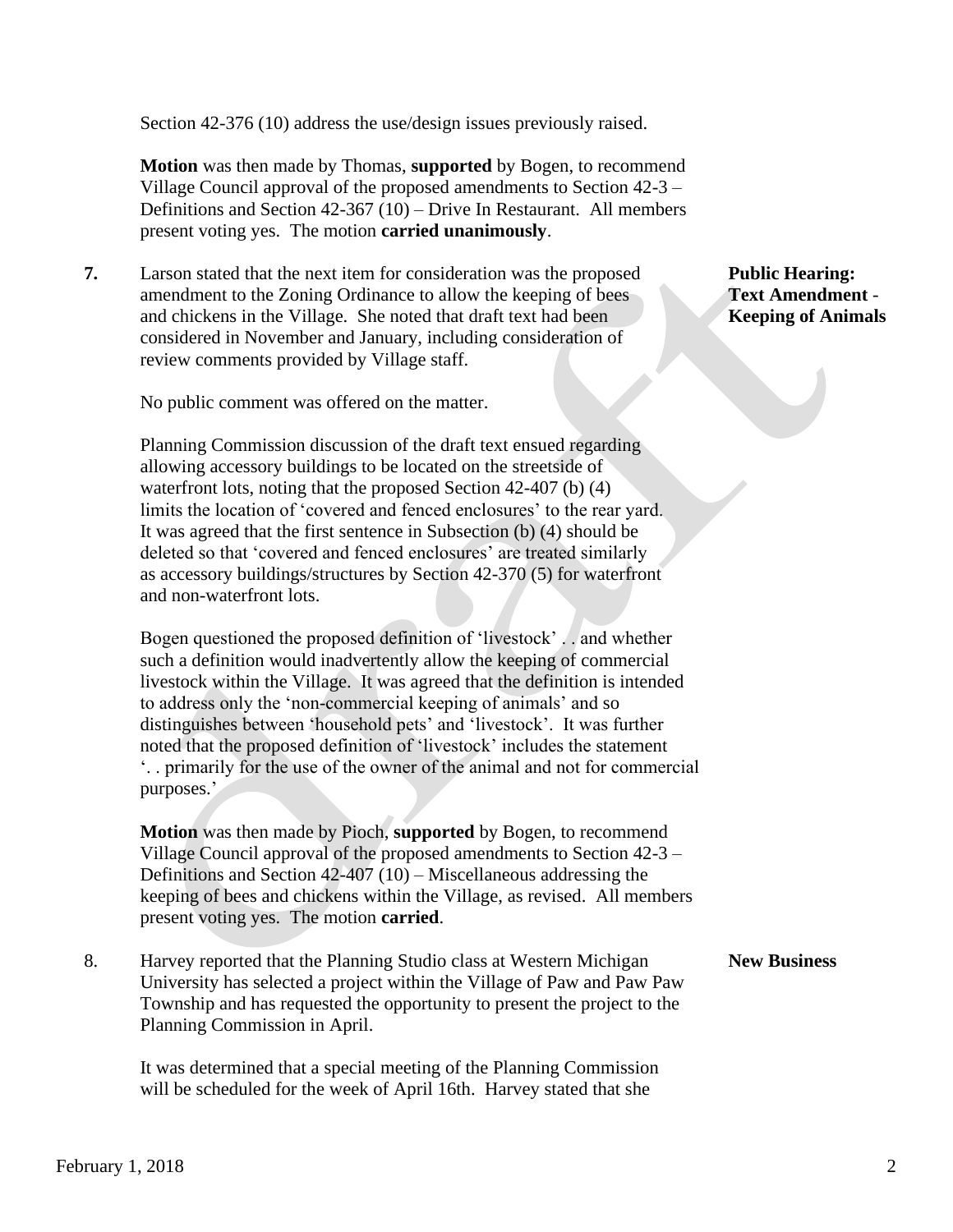Section 42-376 (10) address the use/design issues previously raised.

**Motion** was then made by Thomas, **supported** by Bogen, to recommend Village Council approval of the proposed amendments to Section 42-3 – Definitions and Section 42-367 (10) – Drive In Restaurant. All members present voting yes. The motion **carried unanimously**.

**7.** Larson stated that the next item for consideration was the proposed amendment to the Zoning Ordinance to allow the keeping of bees and chickens in the Village. She noted that draft text had been considered in November and January, including consideration of review comments provided by Village staff.

**Public Hearing: Text Amendment - Keeping of Animals**

No public comment was offered on the matter.

Planning Commission discussion of the draft text ensued regarding allowing accessory buildings to be located on the streetside of waterfront lots, noting that the proposed Section 42-407 (b) (4) limits the location of 'covered and fenced enclosures' to the rear yard. It was agreed that the first sentence in Subsection (b) (4) should be deleted so that 'covered and fenced enclosures' are treated similarly as accessory buildings/structures by Section 42-370 (5) for waterfront and non-waterfront lots.

Bogen questioned the proposed definition of 'livestock' . . and whether such a definition would inadvertently allow the keeping of commercial livestock within the Village. It was agreed that the definition is intended to address only the 'non-commercial keeping of animals' and so distinguishes between 'household pets' and 'livestock'. It was further noted that the proposed definition of 'livestock' includes the statement '. . primarily for the use of the owner of the animal and not for commercial purposes.'

**Motion** was then made by Pioch, **supported** by Bogen, to recommend Village Council approval of the proposed amendments to Section 42-3 – Definitions and Section 42-407 (10) – Miscellaneous addressing the keeping of bees and chickens within the Village, as revised. All members present voting yes. The motion **carried**.

8. Harvey reported that the Planning Studio class at Western Michigan University has selected a project within the Village of Paw and Paw Paw Township and has requested the opportunity to present the project to the Planning Commission in April.

**New Business**

It was determined that a special meeting of the Planning Commission will be scheduled for the week of April 16th. Harvey stated that she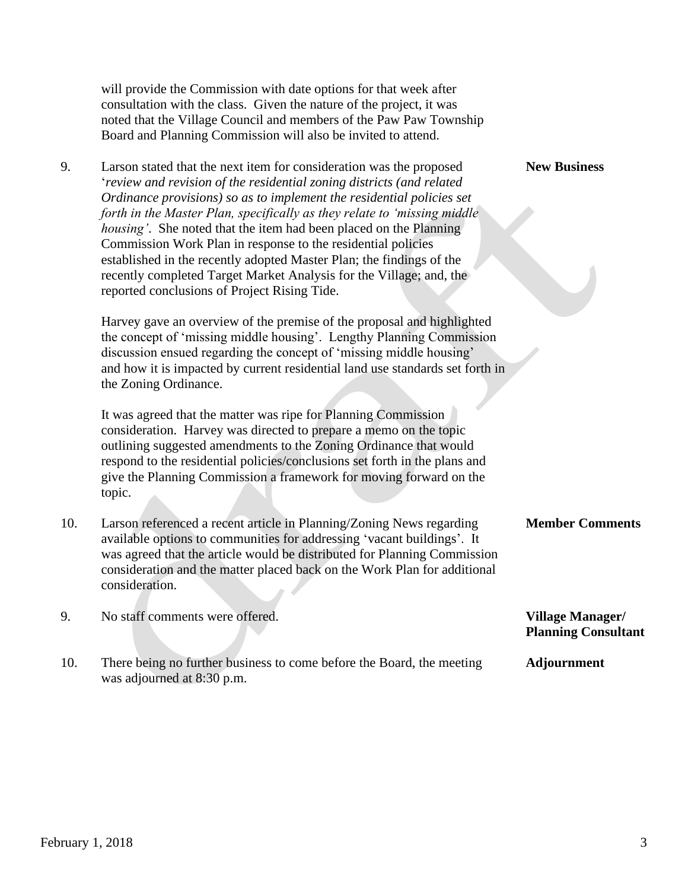will provide the Commission with date options for that week after consultation with the class. Given the nature of the project, it was noted that the Village Council and members of the Paw Paw Township Board and Planning Commission will also be invited to attend.

9. Larson stated that the next item for consideration was the proposed '*review and revision of the residential zoning districts (and related Ordinance provisions) so as to implement the residential policies set forth in the Master Plan, specifically as they relate to 'missing middle housing'*. She noted that the item had been placed on the Planning Commission Work Plan in response to the residential policies established in the recently adopted Master Plan; the findings of the recently completed Target Market Analysis for the Village; and, the reported conclusions of Project Rising Tide. **New Business**

   Harvey gave an overview of the premise of the proposal and highlighted the concept of 'missing middle housing'. Lengthy Planning Commission discussion ensued regarding the concept of 'missing middle housing' and how it is impacted by current residential land use standards set forth in the Zoning Ordinance.

   It was agreed that the matter was ripe for Planning Commission consideration. Harvey was directed to prepare a memo on the topic outlining suggested amendments to the Zoning Ordinance that would respond to the residential policies/conclusions set forth in the plans and give the Planning Commission a framework for moving forward on the topic.

10. Larson referenced a recent article in Planning/Zoning News regarding available options to communities for addressing 'vacant buildings'. It was agreed that the article would be distributed for Planning Commission consideration and the matter placed back on the Work Plan for additional consideration. **Member Comments**

9. No staff comments were offered. **Village Manager/ Planning Consultant**

10. There being no further business to come before the Board, the meeting was adjourned at 8:30 p.m. **Adjournment**

February 1, 2018